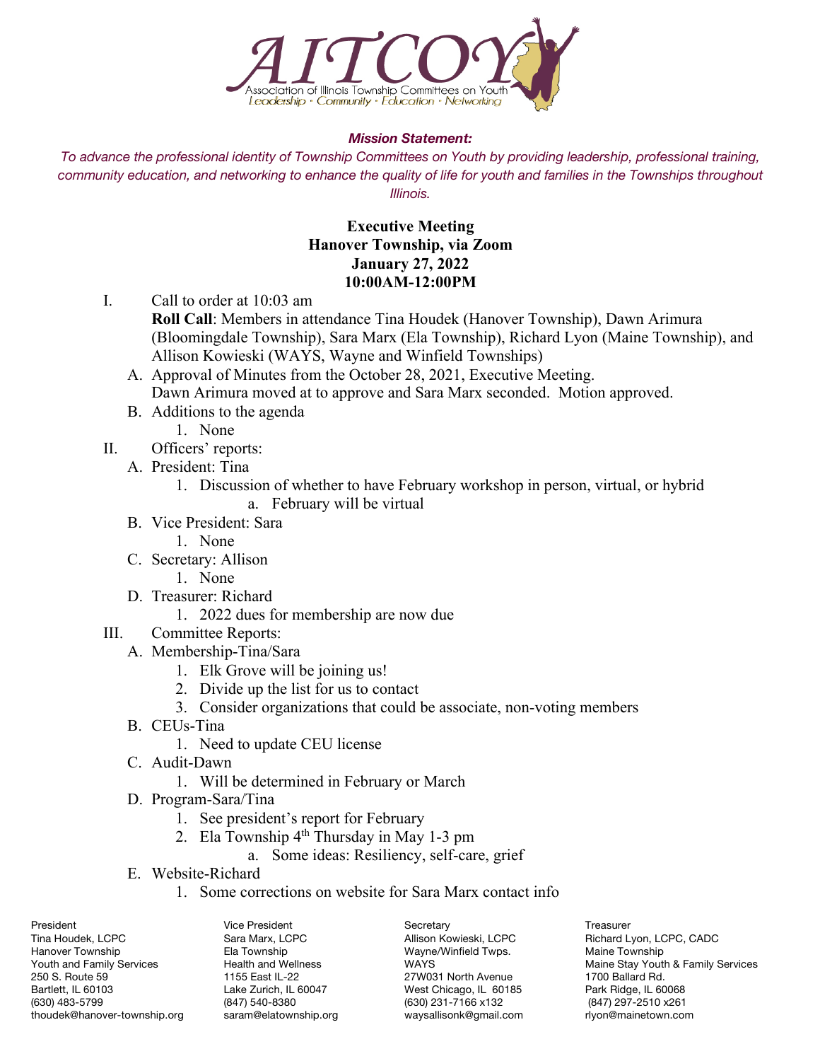AITCOY
Association of Illinois Township Committees on Youth
Leadership • Community • Education • Networking

***Mission Statement:***

*To advance the professional identity of Township Committees on Youth by providing leadership, professional training, community education, and networking to enhance the quality of life for youth and families in the Townships throughout Illinois.*

**Executive Meeting**
**Hanover Township, via Zoom**
**January 27, 2022**
**10:00AM-12:00PM**

I. Call to order at 10:03 am
   **Roll Call**: Members in attendance Tina Houdek (Hanover Township), Dawn Arimura (Bloomingdale Township), Sara Marx (Ela Township), Richard Lyon (Maine Township), and Allison Kowieski (WAYS, Wayne and Winfield Townships)
   A. Approval of Minutes from the October 28, 2021, Executive Meeting.
      Dawn Arimura moved at to approve and Sara Marx seconded. Motion approved.
   B. Additions to the agenda
      1. None

II. Officers' reports:
   A. President: Tina
      1. Discussion of whether to have February workshop in person, virtual, or hybrid
         a. February will be virtual
   B. Vice President: Sara
      1. None
   C. Secretary: Allison
      1. None
   D. Treasurer: Richard
      1. 2022 dues for membership are now due

III. Committee Reports:
   A. Membership-Tina/Sara
      1. Elk Grove will be joining us!
      2. Divide up the list for us to contact
      3. Consider organizations that could be associate, non-voting members
   B. CEUs-Tina
      1. Need to update CEU license
   C. Audit-Dawn
      1. Will be determined in February or March
   D. Program-Sara/Tina
      1. See president's report for February
      2. Ela Township 4th Thursday in May 1-3 pm
         a. Some ideas: Resiliency, self-care, grief
   E. Website-Richard
      1. Some corrections on website for Sara Marx contact info

| President | Vice President | Secretary | Treasurer |
|---|---|---|---|
| Tina Houdek, LCPC | Sara Marx, LCPC | Allison Kowieski, LCPC | Richard Lyon, LCPC, CADC |
| Hanover Township | Ela Township | Wayne/Winfield Twps. | Maine Township |
| Youth and Family Services | Health and Wellness | WAYS | Maine Stay Youth & Family Services |
| 250 S. Route 59 | 1155 East IL-22 | 27W031 North Avenue | 1700 Ballard Rd. |
| Bartlett, IL 60103 | Lake Zurich, IL 60047 | West Chicago, IL 60185 | Park Ridge, IL 60068 |
| (630) 483-5799 | (847) 540-8380 | (630) 231-7166 x132 | (847) 297-2510 x261 |
| thoudek@hanover-township.org | saram@elatownship.org | waysallisonk@gmail.com | rlyon@mainetown.com |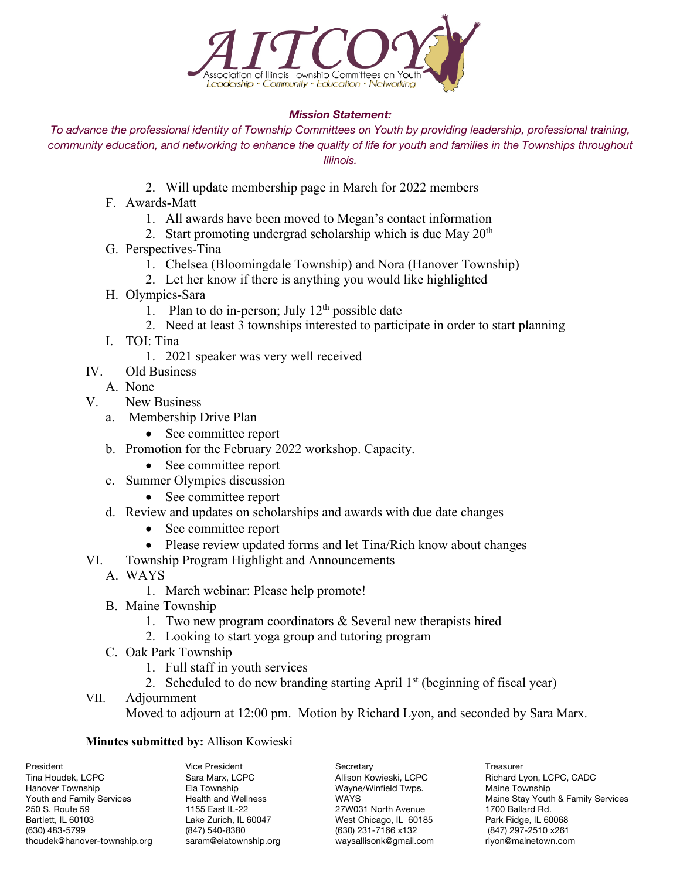AITCOY
Association of Illinois Township Committees on Youth
Leadership • Community • Education • Networking

***Mission Statement:***

*To advance the professional identity of Township Committees on Youth by providing leadership, professional training, community education, and networking to enhance the quality of life for youth and families in the Townships throughout Illinois.*

2. Will update membership page in March for 2022 members

F. Awards-Matt
   1. All awards have been moved to Megan's contact information
   2. Start promoting undergrad scholarship which is due May 20th

G. Perspectives-Tina
   1. Chelsea (Bloomingdale Township) and Nora (Hanover Township)
   2. Let her know if there is anything you would like highlighted

H. Olympics-Sara
   1. Plan to do in-person; July 12th possible date
   2. Need at least 3 townships interested to participate in order to start planning

I. TOI: Tina
   1. 2021 speaker was very well received

IV. Old Business
   A. None

V. New Business
   a. Membership Drive Plan
      - See committee report
   b. Promotion for the February 2022 workshop. Capacity.
      - See committee report
   c. Summer Olympics discussion
      - See committee report
   d. Review and updates on scholarships and awards with due date changes
      - See committee report
      - Please review updated forms and let Tina/Rich know about changes

VI. Township Program Highlight and Announcements
   A. WAYS
      1. March webinar: Please help promote!
   B. Maine Township
      1. Two new program coordinators & Several new therapists hired
      2. Looking to start yoga group and tutoring program
   C. Oak Park Township
      1. Full staff in youth services
      2. Scheduled to do new branding starting April 1st (beginning of fiscal year)

VII. Adjournment

Moved to adjourn at 12:00 pm. Motion by Richard Lyon, and seconded by Sara Marx.

**Minutes submitted by:** Allison Kowieski

President
Tina Houdek, LCPC
Hanover Township
Youth and Family Services
250 S. Route 59
Bartlett, IL 60103
(630) 483-5799
thoudek@hanover-township.org

Vice President
Sara Marx, LCPC
Ela Township
Health and Wellness
1155 East IL-22
Lake Zurich, IL 60047
(847) 540-8380
saram@elatownship.org

Secretary
Allison Kowieski, LCPC
Wayne/Winfield Twps.
WAYS
27W031 North Avenue
West Chicago, IL 60185
(630) 231-7166 x132
waysallisonk@gmail.com

Treasurer
Richard Lyon, LCPC, CADC
Maine Township
Maine Stay Youth & Family Services
1700 Ballard Rd.
Park Ridge, IL 60068
(847) 297-2510 x261
rlyon@mainetown.com